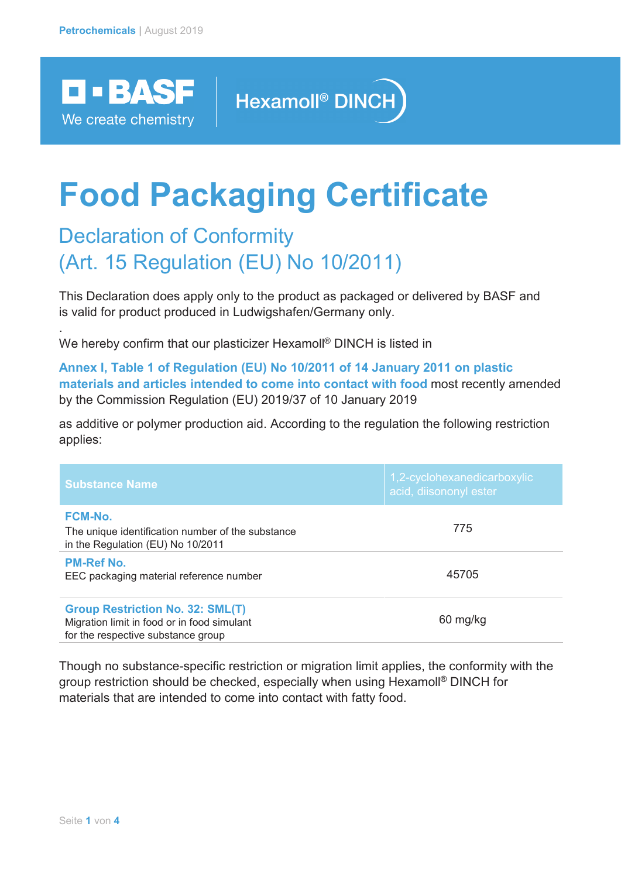Petrochemicals | August 2019

BASF
We create chemistry

Hexamoll® DINCH

# Food Packaging Certificate

## Declaration of Conformity
## (Art. 15 Regulation (EU) No 10/2011)

This Declaration does apply only to the product as packaged or delivered by BASF and is valid for product produced in Ludwigshafen/Germany only.

.

We hereby confirm that our plasticizer Hexamoll® DINCH is listed in

**Annex I, Table 1 of Regulation (EU) No 10/2011 of 14 January 2011 on plastic materials and articles intended to come into contact with food** most recently amended by the Commission Regulation (EU) 2019/37 of 10 January 2019

as additive or polymer production aid. According to the regulation the following restriction applies:

| **Substance Name** | 1,2-cyclohexanedicarboxylic acid, diisononyl ester |
|---|---|
| **FCM-No.**<br>The unique identification number of the substance in the Regulation (EU) No 10/2011 | 775 |
| **PM-Ref No.**<br>EEC packaging material reference number | 45705 |
| **Group Restriction No. 32: SML(T)**<br>Migration limit in food or in food simulant for the respective substance group | 60 mg/kg |

Though no substance-specific restriction or migration limit applies, the conformity with the group restriction should be checked, especially when using Hexamoll® DINCH for materials that are intended to come into contact with fatty food.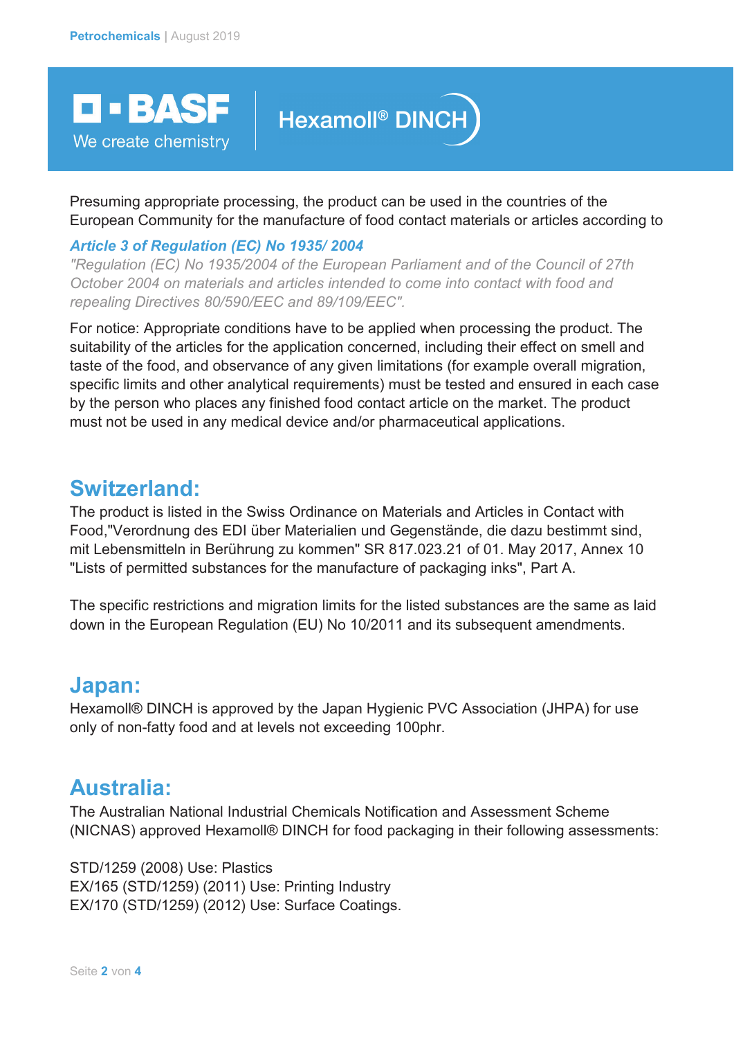Presuming appropriate processing, the product can be used in the countries of the European Community for the manufacture of food contact materials or articles according to

***Article 3 of Regulation (EC) No 1935/ 2004***

*"Regulation (EC) No 1935/2004 of the European Parliament and of the Council of 27th October 2004 on materials and articles intended to come into contact with food and repealing Directives 80/590/EEC and 89/109/EEC".*

For notice: Appropriate conditions have to be applied when processing the product. The suitability of the articles for the application concerned, including their effect on smell and taste of the food, and observance of any given limitations (for example overall migration, specific limits and other analytical requirements) must be tested and ensured in each case by the person who places any finished food contact article on the market. The product must not be used in any medical device and/or pharmaceutical applications.

## Switzerland:

The product is listed in the Swiss Ordinance on Materials and Articles in Contact with Food,"Verordnung des EDI über Materialien und Gegenstände, die dazu bestimmt sind, mit Lebensmitteln in Berührung zu kommen" SR 817.023.21 of 01. May 2017, Annex 10 "Lists of permitted substances for the manufacture of packaging inks", Part A.

The specific restrictions and migration limits for the listed substances are the same as laid down in the European Regulation (EU) No 10/2011 and its subsequent amendments.

## Japan:

Hexamoll® DINCH is approved by the Japan Hygienic PVC Association (JHPA) for use only of non-fatty food and at levels not exceeding 100phr.

## Australia:

The Australian National Industrial Chemicals Notification and Assessment Scheme (NICNAS) approved Hexamoll® DINCH for food packaging in their following assessments:

STD/1259 (2008) Use: Plastics
EX/165 (STD/1259) (2011) Use: Printing Industry
EX/170 (STD/1259) (2012) Use: Surface Coatings.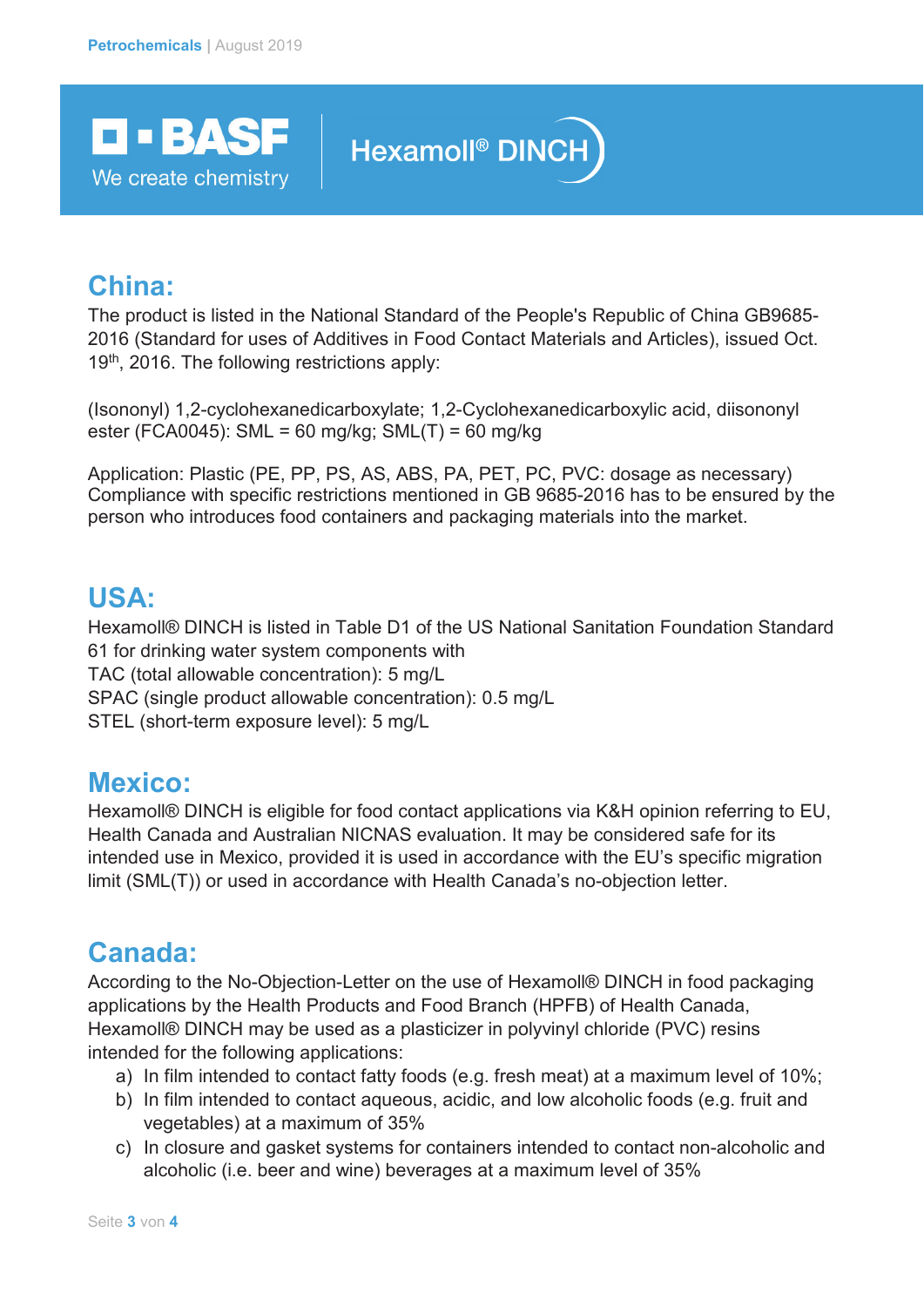## China:

The product is listed in the National Standard of the People's Republic of China GB9685-2016 (Standard for uses of Additives in Food Contact Materials and Articles), issued Oct. 19th, 2016. The following restrictions apply:

(Isononyl) 1,2-cyclohexanedicarboxylate; 1,2-Cyclohexanedicarboxylic acid, diisononyl ester (FCA0045): SML = 60 mg/kg; SML(T) = 60 mg/kg

Application: Plastic (PE, PP, PS, AS, ABS, PA, PET, PC, PVC: dosage as necessary)
Compliance with specific restrictions mentioned in GB 9685-2016 has to be ensured by the person who introduces food containers and packaging materials into the market.

## USA:

Hexamoll® DINCH is listed in Table D1 of the US National Sanitation Foundation Standard 61 for drinking water system components with
TAC (total allowable concentration): 5 mg/L
SPAC (single product allowable concentration): 0.5 mg/L
STEL (short-term exposure level): 5 mg/L

## Mexico:

Hexamoll® DINCH is eligible for food contact applications via K&H opinion referring to EU, Health Canada and Australian NICNAS evaluation. It may be considered safe for its intended use in Mexico, provided it is used in accordance with the EU's specific migration limit (SML(T)) or used in accordance with Health Canada's no-objection letter.

## Canada:

According to the No-Objection-Letter on the use of Hexamoll® DINCH in food packaging applications by the Health Products and Food Branch (HPFB) of Health Canada, Hexamoll® DINCH may be used as a plasticizer in polyvinyl chloride (PVC) resins intended for the following applications:

a) In film intended to contact fatty foods (e.g. fresh meat) at a maximum level of 10%;
b) In film intended to contact aqueous, acidic, and low alcoholic foods (e.g. fruit and vegetables) at a maximum of 35%
c) In closure and gasket systems for containers intended to contact non-alcoholic and alcoholic (i.e. beer and wine) beverages at a maximum level of 35%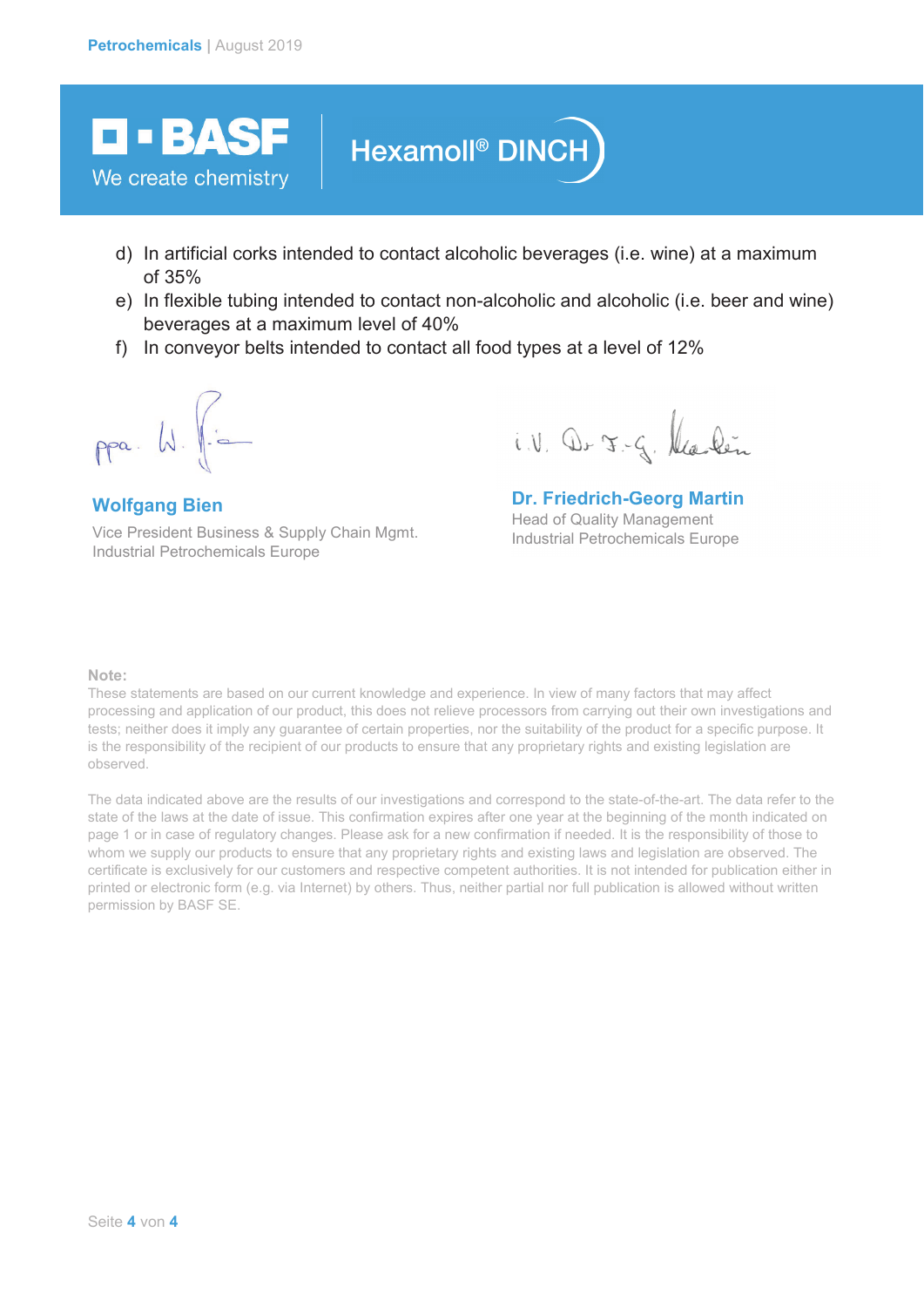d) In artificial corks intended to contact alcoholic beverages (i.e. wine) at a maximum of 35%
e) In flexible tubing intended to contact non-alcoholic and alcoholic (i.e. beer and wine) beverages at a maximum level of 40%
f) In conveyor belts intended to contact all food types at a level of 12%

ppa. W. Bien

**Wolfgang Bien**
Vice President Business & Supply Chain Mgmt.
Industrial Petrochemicals Europe

i.V. Dr. F.-G. Martin

**Dr. Friedrich-Georg Martin**
Head of Quality Management
Industrial Petrochemicals Europe

**Note:**
These statements are based on our current knowledge and experience. In view of many factors that may affect processing and application of our product, this does not relieve processors from carrying out their own investigations and tests; neither does it imply any guarantee of certain properties, nor the suitability of the product for a specific purpose. It is the responsibility of the recipient of our products to ensure that any proprietary rights and existing legislation are observed.

The data indicated above are the results of our investigations and correspond to the state-of-the-art. The data refer to the state of the laws at the date of issue. This confirmation expires after one year at the beginning of the month indicated on page 1 or in case of regulatory changes. Please ask for a new confirmation if needed. It is the responsibility of those to whom we supply our products to ensure that any proprietary rights and existing laws and legislation are observed. The certificate is exclusively for our customers and respective competent authorities. It is not intended for publication either in printed or electronic form (e.g. via Internet) by others. Thus, neither partial nor full publication is allowed without written permission by BASF SE.